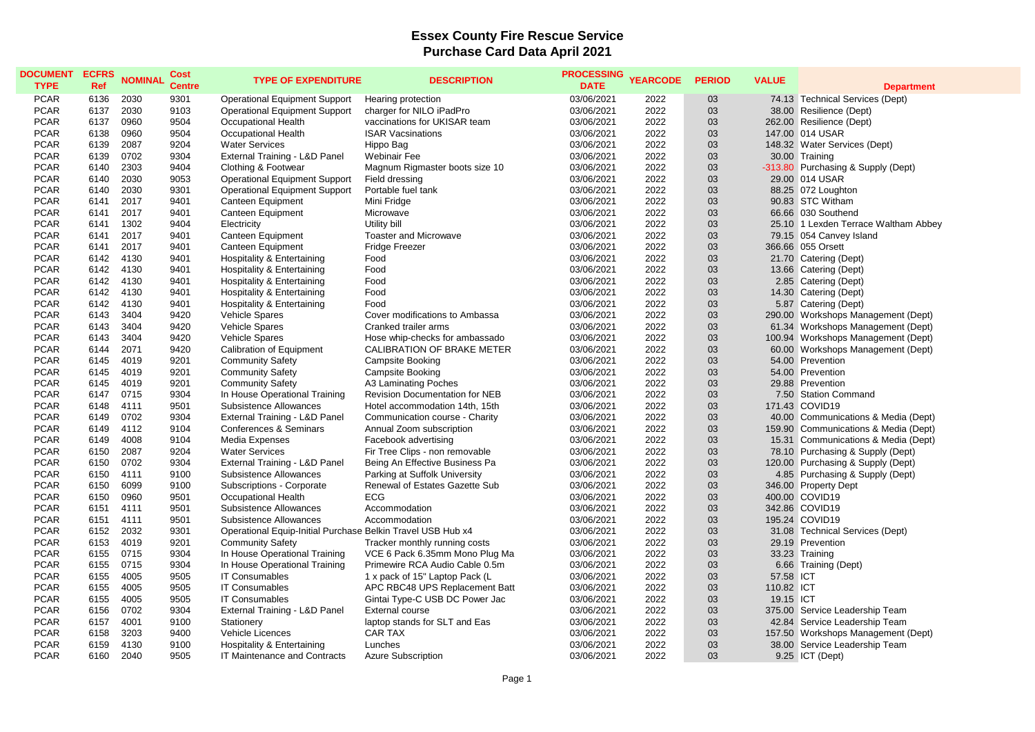# Essex County Fire Rescue Service
## Purchase Card Data April 2021

| DOCUMENT TYPE | ECFRS Ref | NOMINAL | Cost Centre | TYPE OF EXPENDITURE | DESCRIPTION | PROCESSING DATE | YEARCODE | PERIOD | VALUE | Department |
|---|---|---|---|---|---|---|---|---|---|---|
| PCAR | 6136 | 2030 | 9301 | Operational Equipment Support | Hearing protection | 03/06/2021 | 2022 | 03 | 74.13 | Technical Services (Dept) |
| PCAR | 6137 | 2030 | 9103 | Operational Equipment Support | charger for NILO iPadPro | 03/06/2021 | 2022 | 03 | 38.00 | Resilience (Dept) |
| PCAR | 6137 | 0960 | 9504 | Occupational Health | vaccinations for UKISAR team | 03/06/2021 | 2022 | 03 | 262.00 | Resilience (Dept) |
| PCAR | 6138 | 0960 | 9504 | Occupational Health | ISAR Vacsinations | 03/06/2021 | 2022 | 03 | 147.00 | 014 USAR |
| PCAR | 6139 | 2087 | 9204 | Water Services | Hippo Bag | 03/06/2021 | 2022 | 03 | 148.32 | Water Services (Dept) |
| PCAR | 6139 | 0702 | 9304 | External Training - L&D Panel | Webinair Fee | 03/06/2021 | 2022 | 03 | 30.00 | Training |
| PCAR | 6140 | 2303 | 9404 | Clothing & Footwear | Magnum Rigmaster boots size 10 | 03/06/2021 | 2022 | 03 | -313.80 | Purchasing & Supply (Dept) |
| PCAR | 6140 | 2030 | 9053 | Operational Equipment Support | Field dressing | 03/06/2021 | 2022 | 03 | 29.00 | 014 USAR |
| PCAR | 6140 | 2030 | 9301 | Operational Equipment Support | Portable fuel tank | 03/06/2021 | 2022 | 03 | 88.25 | 072 Loughton |
| PCAR | 6141 | 2017 | 9401 | Canteen Equipment | Mini Fridge | 03/06/2021 | 2022 | 03 | 90.83 | STC Witham |
| PCAR | 6141 | 2017 | 9401 | Canteen Equipment | Microwave | 03/06/2021 | 2022 | 03 | 66.66 | 030 Southend |
| PCAR | 6141 | 1302 | 9404 | Electricity | Utility bill | 03/06/2021 | 2022 | 03 | 25.10 | 1 Lexden Terrace Waltham Abbey |
| PCAR | 6141 | 2017 | 9401 | Canteen Equipment | Toaster and Microwave | 03/06/2021 | 2022 | 03 | 79.15 | 054 Canvey Island |
| PCAR | 6141 | 2017 | 9401 | Canteen Equipment | Fridge Freezer | 03/06/2021 | 2022 | 03 | 366.66 | 055 Orsett |
| PCAR | 6142 | 4130 | 9401 | Hospitality & Entertaining | Food | 03/06/2021 | 2022 | 03 | 21.70 | Catering (Dept) |
| PCAR | 6142 | 4130 | 9401 | Hospitality & Entertaining | Food | 03/06/2021 | 2022 | 03 | 13.66 | Catering (Dept) |
| PCAR | 6142 | 4130 | 9401 | Hospitality & Entertaining | Food | 03/06/2021 | 2022 | 03 | 2.85 | Catering (Dept) |
| PCAR | 6142 | 4130 | 9401 | Hospitality & Entertaining | Food | 03/06/2021 | 2022 | 03 | 14.30 | Catering (Dept) |
| PCAR | 6142 | 4130 | 9401 | Hospitality & Entertaining | Food | 03/06/2021 | 2022 | 03 | 5.87 | Catering (Dept) |
| PCAR | 6143 | 3404 | 9420 | Vehicle Spares | Cover modifications to Ambassa | 03/06/2021 | 2022 | 03 | 290.00 | Workshops Management (Dept) |
| PCAR | 6143 | 3404 | 9420 | Vehicle Spares | Cranked trailer arms | 03/06/2021 | 2022 | 03 | 61.34 | Workshops Management (Dept) |
| PCAR | 6143 | 3404 | 9420 | Vehicle Spares | Hose whip-checks for ambassado | 03/06/2021 | 2022 | 03 | 100.94 | Workshops Management (Dept) |
| PCAR | 6144 | 2071 | 9420 | Calibration of Equipment | CALIBRATION OF BRAKE METER | 03/06/2021 | 2022 | 03 | 60.00 | Workshops Management (Dept) |
| PCAR | 6145 | 4019 | 9201 | Community Safety | Campsite Booking | 03/06/2021 | 2022 | 03 | 54.00 | Prevention |
| PCAR | 6145 | 4019 | 9201 | Community Safety | Campsite Booking | 03/06/2021 | 2022 | 03 | 54.00 | Prevention |
| PCAR | 6145 | 4019 | 9201 | Community Safety | A3 Laminating Poches | 03/06/2021 | 2022 | 03 | 29.88 | Prevention |
| PCAR | 6147 | 0715 | 9304 | In House Operational Training | Revision Documentation for NEB | 03/06/2021 | 2022 | 03 | 7.50 | Station Command |
| PCAR | 6148 | 4111 | 9501 | Subsistence Allowances | Hotel accommodation 14th, 15th | 03/06/2021 | 2022 | 03 | 171.43 | COVID19 |
| PCAR | 6149 | 0702 | 9304 | External Training - L&D Panel | Communication course - Charity | 03/06/2021 | 2022 | 03 | 40.00 | Communications & Media (Dept) |
| PCAR | 6149 | 4112 | 9104 | Conferences & Seminars | Annual Zoom subscription | 03/06/2021 | 2022 | 03 | 159.90 | Communications & Media (Dept) |
| PCAR | 6149 | 4008 | 9104 | Media Expenses | Facebook advertising | 03/06/2021 | 2022 | 03 | 15.31 | Communications & Media (Dept) |
| PCAR | 6150 | 2087 | 9204 | Water Services | Fir Tree Clips - non removable | 03/06/2021 | 2022 | 03 | 78.10 | Purchasing & Supply (Dept) |
| PCAR | 6150 | 0702 | 9304 | External Training - L&D Panel | Being An Effective Business Pa | 03/06/2021 | 2022 | 03 | 120.00 | Purchasing & Supply (Dept) |
| PCAR | 6150 | 4111 | 9100 | Subsistence Allowances | Parking at Suffolk University | 03/06/2021 | 2022 | 03 | 4.85 | Purchasing & Supply (Dept) |
| PCAR | 6150 | 6099 | 9100 | Subscriptions - Corporate | Renewal of Estates Gazette Sub | 03/06/2021 | 2022 | 03 | 346.00 | Property Dept |
| PCAR | 6150 | 0960 | 9501 | Occupational Health | ECG | 03/06/2021 | 2022 | 03 | 400.00 | COVID19 |
| PCAR | 6151 | 4111 | 9501 | Subsistence Allowances | Accommodation | 03/06/2021 | 2022 | 03 | 342.86 | COVID19 |
| PCAR | 6151 | 4111 | 9501 | Subsistence Allowances | Accommodation | 03/06/2021 | 2022 | 03 | 195.24 | COVID19 |
| PCAR | 6152 | 2032 | 9301 | Operational Equip-Initial Purchase | Belkin Travel USB Hub x4 | 03/06/2021 | 2022 | 03 | 31.08 | Technical Services (Dept) |
| PCAR | 6153 | 4019 | 9201 | Community Safety | Tracker monthly running costs | 03/06/2021 | 2022 | 03 | 29.19 | Prevention |
| PCAR | 6155 | 0715 | 9304 | In House Operational Training | VCE 6 Pack 6.35mm Mono Plug Ma | 03/06/2021 | 2022 | 03 | 33.23 | Training |
| PCAR | 6155 | 0715 | 9304 | In House Operational Training | Primewire RCA Audio Cable 0.5m | 03/06/2021 | 2022 | 03 | 6.66 | Training (Dept) |
| PCAR | 6155 | 4005 | 9505 | IT Consumables | 1 x pack of 15" Laptop Pack (L | 03/06/2021 | 2022 | 03 | 57.58 | ICT |
| PCAR | 6155 | 4005 | 9505 | IT Consumables | APC RBC48 UPS Replacement Batt | 03/06/2021 | 2022 | 03 | 110.82 | ICT |
| PCAR | 6155 | 4005 | 9505 | IT Consumables | Gintai Type-C USB DC Power Jac | 03/06/2021 | 2022 | 03 | 19.15 | ICT |
| PCAR | 6156 | 0702 | 9304 | External Training - L&D Panel | External course | 03/06/2021 | 2022 | 03 | 375.00 | Service Leadership Team |
| PCAR | 6157 | 4001 | 9100 | Stationery | laptop stands for SLT and Eas | 03/06/2021 | 2022 | 03 | 42.84 | Service Leadership Team |
| PCAR | 6158 | 3203 | 9400 | Vehicle Licences | CAR TAX | 03/06/2021 | 2022 | 03 | 157.50 | Workshops Management (Dept) |
| PCAR | 6159 | 4130 | 9100 | Hospitality & Entertaining | Lunches | 03/06/2021 | 2022 | 03 | 38.00 | Service Leadership Team |
| PCAR | 6160 | 2040 | 9505 | IT Maintenance and Contracts | Azure Subscription | 03/06/2021 | 2022 | 03 | 9.25 | ICT (Dept) |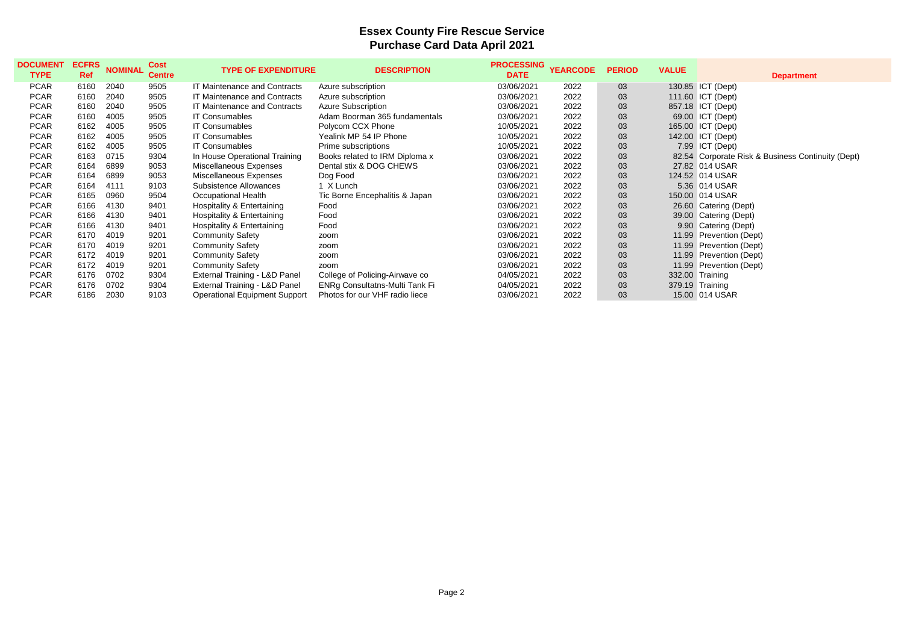# Essex County Fire Rescue Service
## Purchase Card Data April 2021

| DOCUMENT TYPE | ECFRS Ref | NOMINAL | Cost Centre | TYPE OF EXPENDITURE | DESCRIPTION | PROCESSING DATE | YEARCODE | PERIOD | VALUE | Department |
|---|---|---|---|---|---|---|---|---|---|---|
| PCAR | 6160 | 2040 | 9505 | IT Maintenance and Contracts | Azure subscription | 03/06/2021 | 2022 | 03 | 130.85 | ICT (Dept) |
| PCAR | 6160 | 2040 | 9505 | IT Maintenance and Contracts | Azure subscription | 03/06/2021 | 2022 | 03 | 111.60 | ICT (Dept) |
| PCAR | 6160 | 2040 | 9505 | IT Maintenance and Contracts | Azure Subscription | 03/06/2021 | 2022 | 03 | 857.18 | ICT (Dept) |
| PCAR | 6160 | 4005 | 9505 | IT Consumables | Adam Boorman 365 fundamentals | 03/06/2021 | 2022 | 03 | 69.00 | ICT (Dept) |
| PCAR | 6162 | 4005 | 9505 | IT Consumables | Polycom CCX Phone | 10/05/2021 | 2022 | 03 | 165.00 | ICT (Dept) |
| PCAR | 6162 | 4005 | 9505 | IT Consumables | Yealink MP 54 IP Phone | 10/05/2021 | 2022 | 03 | 142.00 | ICT (Dept) |
| PCAR | 6162 | 4005 | 9505 | IT Consumables | Prime subscriptions | 10/05/2021 | 2022 | 03 | 7.99 | ICT (Dept) |
| PCAR | 6163 | 0715 | 9304 | In House Operational Training | Books related to IRM Diploma x | 03/06/2021 | 2022 | 03 | 82.54 | Corporate Risk & Business Continuity (Dept) |
| PCAR | 6164 | 6899 | 9053 | Miscellaneous Expenses | Dental stix & DOG CHEWS | 03/06/2021 | 2022 | 03 | 27.82 | 014 USAR |
| PCAR | 6164 | 6899 | 9053 | Miscellaneous Expenses | Dog Food | 03/06/2021 | 2022 | 03 | 124.52 | 014 USAR |
| PCAR | 6164 | 4111 | 9103 | Subsistence Allowances | 1 X Lunch | 03/06/2021 | 2022 | 03 | 5.36 | 014 USAR |
| PCAR | 6165 | 0960 | 9504 | Occupational Health | Tic Borne Encephalitis & Japan | 03/06/2021 | 2022 | 03 | 150.00 | 014 USAR |
| PCAR | 6166 | 4130 | 9401 | Hospitality & Entertaining | Food | 03/06/2021 | 2022 | 03 | 26.60 | Catering (Dept) |
| PCAR | 6166 | 4130 | 9401 | Hospitality & Entertaining | Food | 03/06/2021 | 2022 | 03 | 39.00 | Catering (Dept) |
| PCAR | 6166 | 4130 | 9401 | Hospitality & Entertaining | Food | 03/06/2021 | 2022 | 03 | 9.90 | Catering (Dept) |
| PCAR | 6170 | 4019 | 9201 | Community Safety | zoom | 03/06/2021 | 2022 | 03 | 11.99 | Prevention (Dept) |
| PCAR | 6170 | 4019 | 9201 | Community Safety | zoom | 03/06/2021 | 2022 | 03 | 11.99 | Prevention (Dept) |
| PCAR | 6172 | 4019 | 9201 | Community Safety | zoom | 03/06/2021 | 2022 | 03 | 11.99 | Prevention (Dept) |
| PCAR | 6172 | 4019 | 9201 | Community Safety | zoom | 03/06/2021 | 2022 | 03 | 11.99 | Prevention (Dept) |
| PCAR | 6176 | 0702 | 9304 | External Training - L&D Panel | College of Policing-Airwave co | 04/05/2021 | 2022 | 03 | 332.00 | Training |
| PCAR | 6176 | 0702 | 9304 | External Training - L&D Panel | ENRg Consultatns-Multi Tank Fi | 04/05/2021 | 2022 | 03 | 379.19 | Training |
| PCAR | 6186 | 2030 | 9103 | Operational Equipment Support | Photos for our VHF radio liece | 03/06/2021 | 2022 | 03 | 15.00 | 014 USAR |